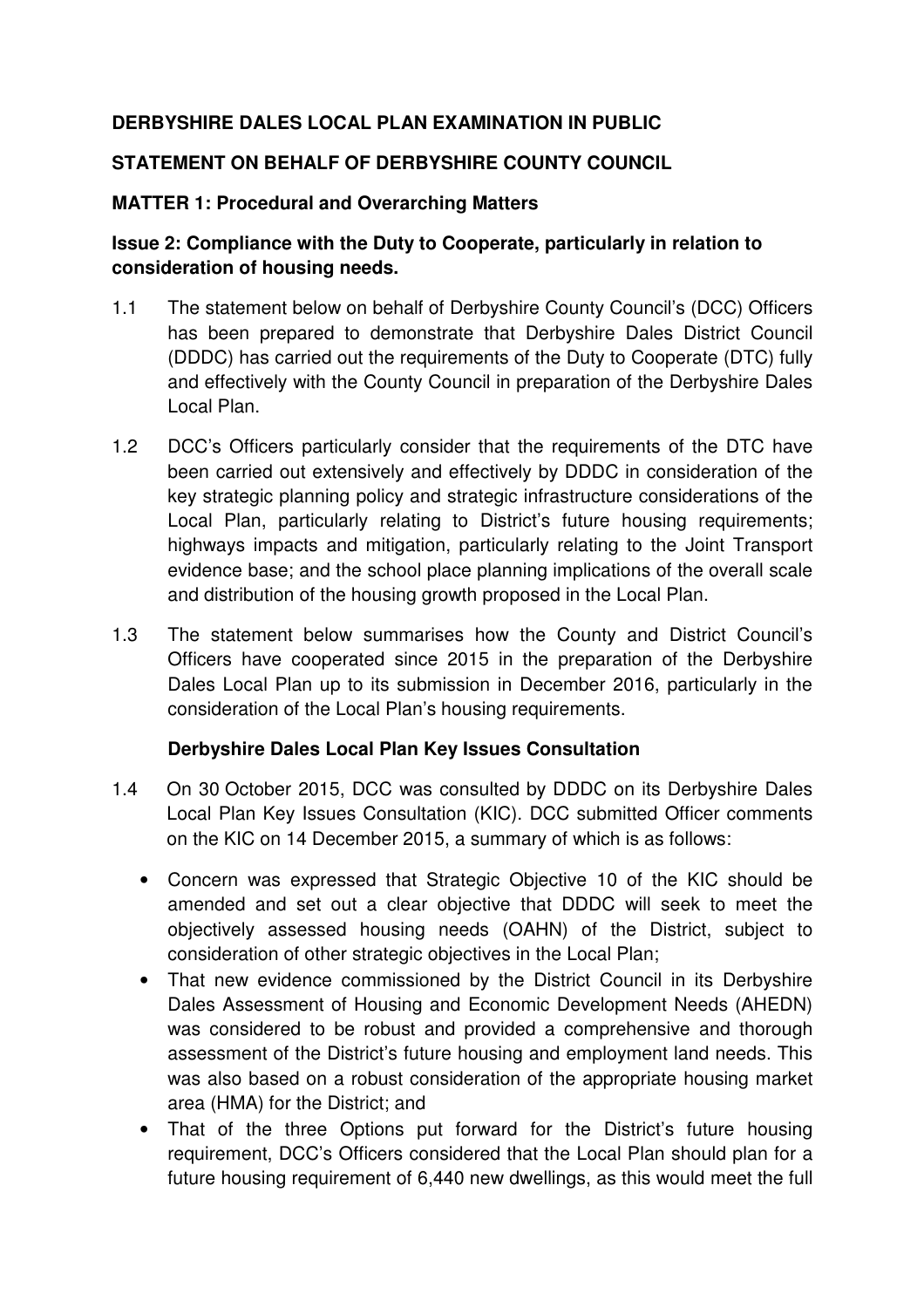**DERBYSHIRE DALES LOCAL PLAN EXAMINATION IN PUBLIC**

**STATEMENT ON BEHALF OF DERBYSHIRE COUNTY COUNCIL**

**MATTER 1: Procedural and Overarching Matters**

**Issue 2: Compliance with the Duty to Cooperate, particularly in relation to consideration of housing needs.**

1.1 The statement below on behalf of Derbyshire County Council's (DCC) Officers has been prepared to demonstrate that Derbyshire Dales District Council (DDDC) has carried out the requirements of the Duty to Cooperate (DTC) fully and effectively with the County Council in preparation of the Derbyshire Dales Local Plan.

1.2 DCC's Officers particularly consider that the requirements of the DTC have been carried out extensively and effectively by DDDC in consideration of the key strategic planning policy and strategic infrastructure considerations of the Local Plan, particularly relating to District's future housing requirements; highways impacts and mitigation, particularly relating to the Joint Transport evidence base; and the school place planning implications of the overall scale and distribution of the housing growth proposed in the Local Plan.

1.3 The statement below summarises how the County and District Council's Officers have cooperated since 2015 in the preparation of the Derbyshire Dales Local Plan up to its submission in December 2016, particularly in the consideration of the Local Plan's housing requirements.

**Derbyshire Dales Local Plan Key Issues Consultation**

1.4 On 30 October 2015, DCC was consulted by DDDC on its Derbyshire Dales Local Plan Key Issues Consultation (KIC). DCC submitted Officer comments on the KIC on 14 December 2015, a summary of which is as follows:

- Concern was expressed that Strategic Objective 10 of the KIC should be amended and set out a clear objective that DDDC will seek to meet the objectively assessed housing needs (OAHN) of the District, subject to consideration of other strategic objectives in the Local Plan;
- That new evidence commissioned by the District Council in its Derbyshire Dales Assessment of Housing and Economic Development Needs (AHEDN) was considered to be robust and provided a comprehensive and thorough assessment of the District's future housing and employment land needs. This was also based on a robust consideration of the appropriate housing market area (HMA) for the District; and
- That of the three Options put forward for the District's future housing requirement, DCC's Officers considered that the Local Plan should plan for a future housing requirement of 6,440 new dwellings, as this would meet the full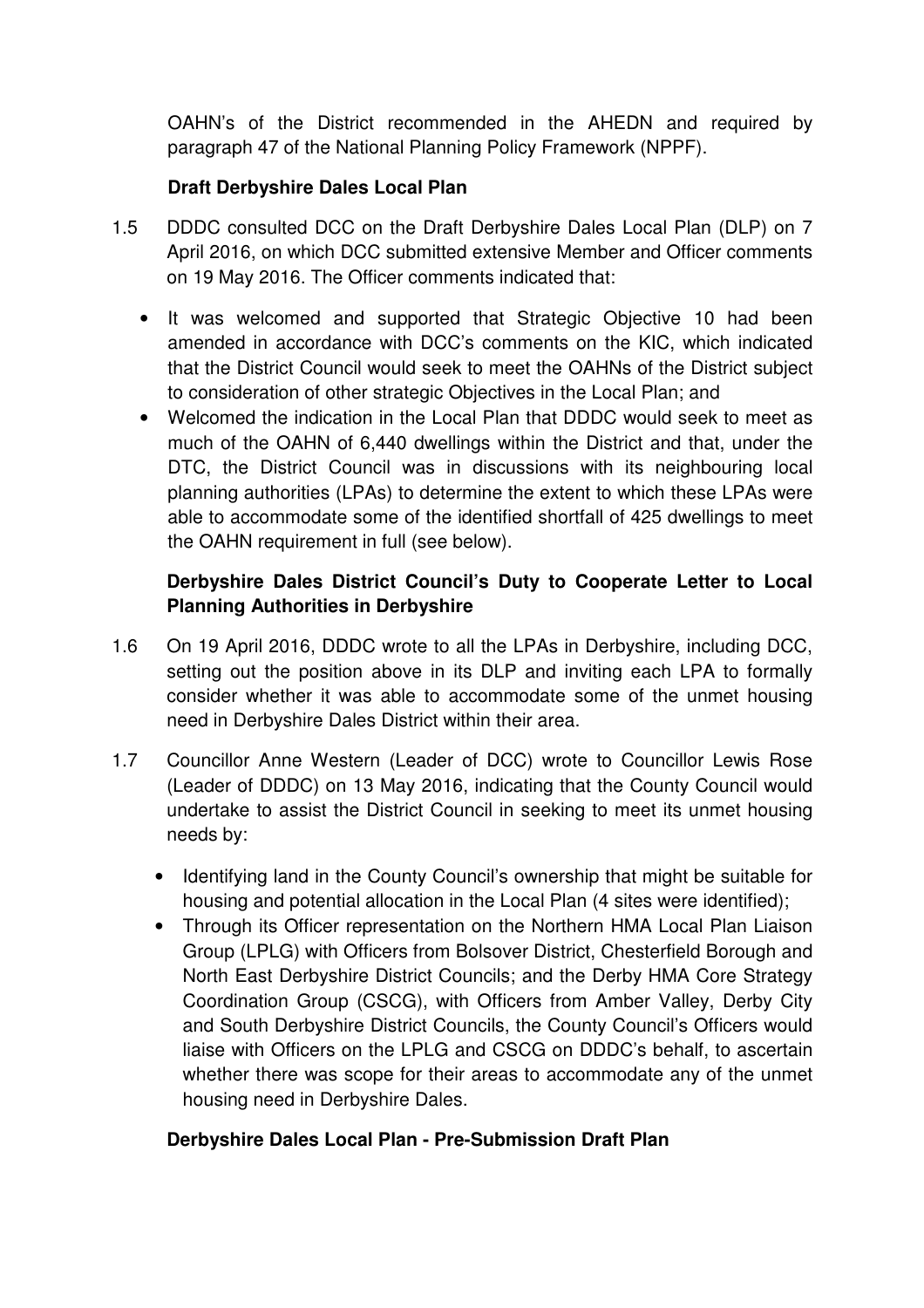OAHN's of the District recommended in the AHEDN and required by paragraph 47 of the National Planning Policy Framework (NPPF).

**Draft Derbyshire Dales Local Plan**

1.5 DDDC consulted DCC on the Draft Derbyshire Dales Local Plan (DLP) on 7 April 2016, on which DCC submitted extensive Member and Officer comments on 19 May 2016. The Officer comments indicated that:

- It was welcomed and supported that Strategic Objective 10 had been amended in accordance with DCC's comments on the KIC, which indicated that the District Council would seek to meet the OAHNs of the District subject to consideration of other strategic Objectives in the Local Plan; and
- Welcomed the indication in the Local Plan that DDDC would seek to meet as much of the OAHN of 6,440 dwellings within the District and that, under the DTC, the District Council was in discussions with its neighbouring local planning authorities (LPAs) to determine the extent to which these LPAs were able to accommodate some of the identified shortfall of 425 dwellings to meet the OAHN requirement in full (see below).

**Derbyshire Dales District Council's Duty to Cooperate Letter to Local Planning Authorities in Derbyshire**

1.6 On 19 April 2016, DDDC wrote to all the LPAs in Derbyshire, including DCC, setting out the position above in its DLP and inviting each LPA to formally consider whether it was able to accommodate some of the unmet housing need in Derbyshire Dales District within their area.

1.7 Councillor Anne Western (Leader of DCC) wrote to Councillor Lewis Rose (Leader of DDDC) on 13 May 2016, indicating that the County Council would undertake to assist the District Council in seeking to meet its unmet housing needs by:

- Identifying land in the County Council's ownership that might be suitable for housing and potential allocation in the Local Plan (4 sites were identified);
- Through its Officer representation on the Northern HMA Local Plan Liaison Group (LPLG) with Officers from Bolsover District, Chesterfield Borough and North East Derbyshire District Councils; and the Derby HMA Core Strategy Coordination Group (CSCG), with Officers from Amber Valley, Derby City and South Derbyshire District Councils, the County Council's Officers would liaise with Officers on the LPLG and CSCG on DDDC's behalf, to ascertain whether there was scope for their areas to accommodate any of the unmet housing need in Derbyshire Dales.

**Derbyshire Dales Local Plan - Pre-Submission Draft Plan**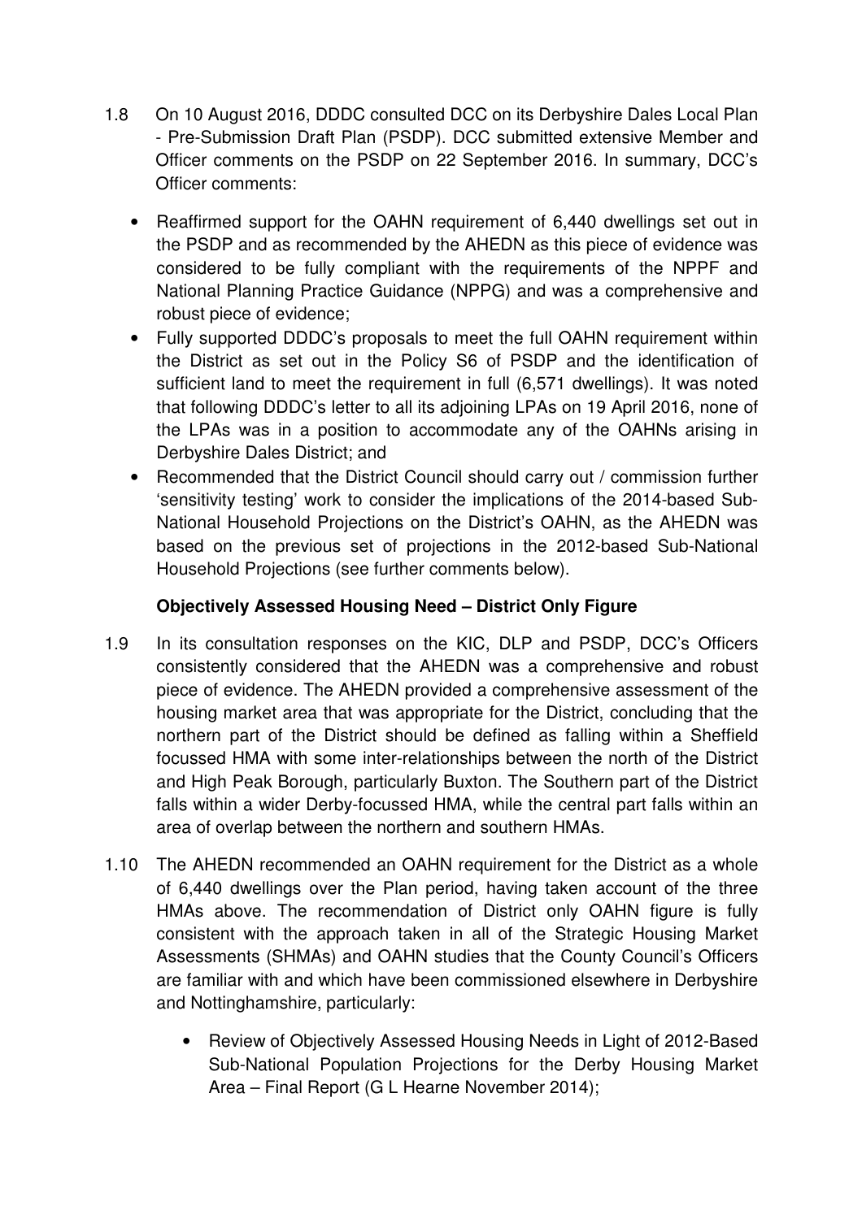1.8 On 10 August 2016, DDDC consulted DCC on its Derbyshire Dales Local Plan - Pre-Submission Draft Plan (PSDP). DCC submitted extensive Member and Officer comments on the PSDP on 22 September 2016. In summary, DCC's Officer comments:

- Reaffirmed support for the OAHN requirement of 6,440 dwellings set out in the PSDP and as recommended by the AHEDN as this piece of evidence was considered to be fully compliant with the requirements of the NPPF and National Planning Practice Guidance (NPPG) and was a comprehensive and robust piece of evidence;
- Fully supported DDDC's proposals to meet the full OAHN requirement within the District as set out in the Policy S6 of PSDP and the identification of sufficient land to meet the requirement in full (6,571 dwellings). It was noted that following DDDC's letter to all its adjoining LPAs on 19 April 2016, none of the LPAs was in a position to accommodate any of the OAHNs arising in Derbyshire Dales District; and
- Recommended that the District Council should carry out / commission further 'sensitivity testing' work to consider the implications of the 2014-based Sub-National Household Projections on the District's OAHN, as the AHEDN was based on the previous set of projections in the 2012-based Sub-National Household Projections (see further comments below).

**Objectively Assessed Housing Need – District Only Figure**

1.9 In its consultation responses on the KIC, DLP and PSDP, DCC's Officers consistently considered that the AHEDN was a comprehensive and robust piece of evidence. The AHEDN provided a comprehensive assessment of the housing market area that was appropriate for the District, concluding that the northern part of the District should be defined as falling within a Sheffield focussed HMA with some inter-relationships between the north of the District and High Peak Borough, particularly Buxton. The Southern part of the District falls within a wider Derby-focussed HMA, while the central part falls within an area of overlap between the northern and southern HMAs.

1.10 The AHEDN recommended an OAHN requirement for the District as a whole of 6,440 dwellings over the Plan period, having taken account of the three HMAs above. The recommendation of District only OAHN figure is fully consistent with the approach taken in all of the Strategic Housing Market Assessments (SHMAs) and OAHN studies that the County Council's Officers are familiar with and which have been commissioned elsewhere in Derbyshire and Nottinghamshire, particularly:

- Review of Objectively Assessed Housing Needs in Light of 2012-Based Sub-National Population Projections for the Derby Housing Market Area – Final Report (G L Hearne November 2014);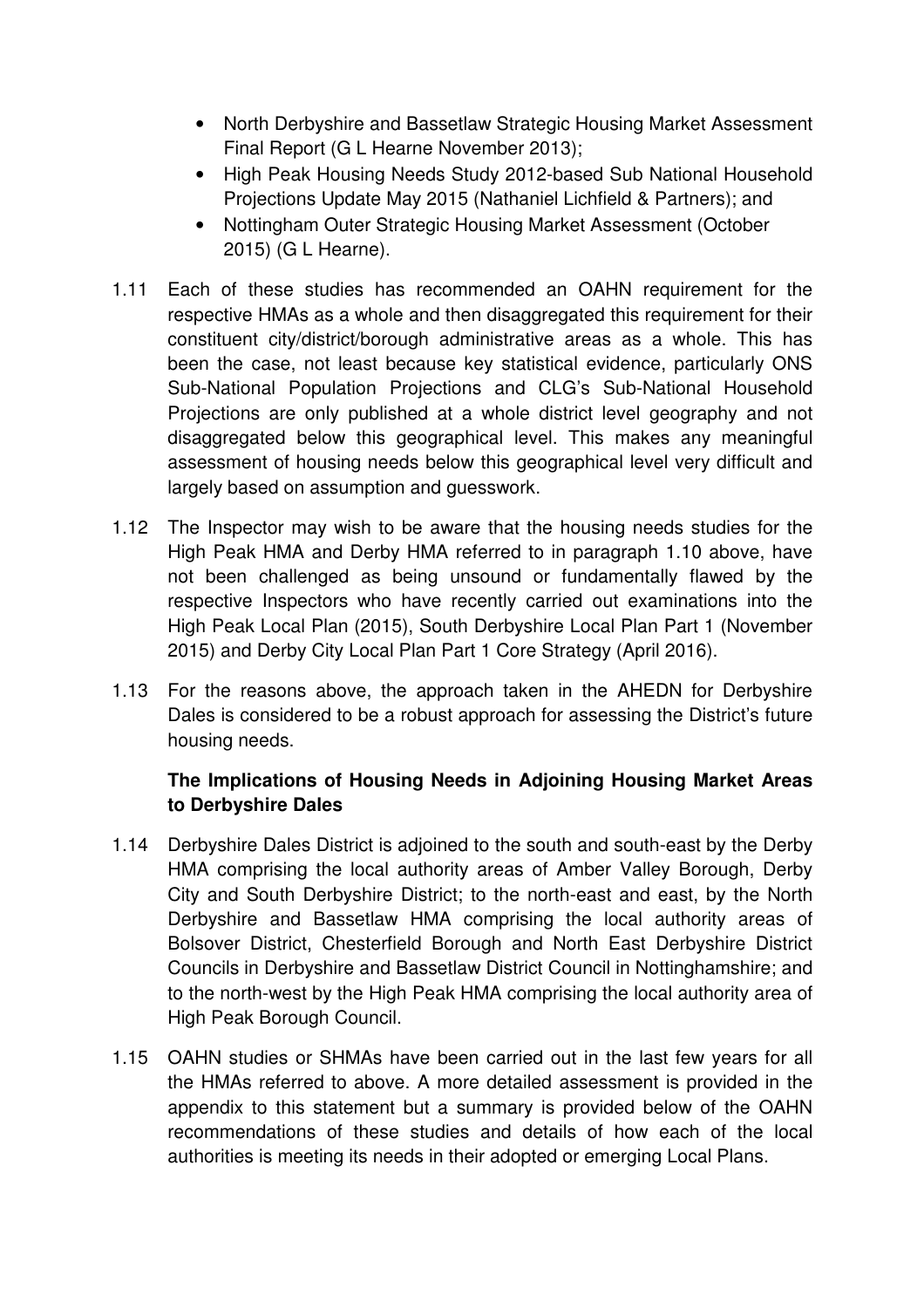- North Derbyshire and Bassetlaw Strategic Housing Market Assessment Final Report (G L Hearne November 2013);
- High Peak Housing Needs Study 2012-based Sub National Household Projections Update May 2015 (Nathaniel Lichfield & Partners); and
- Nottingham Outer Strategic Housing Market Assessment (October 2015) (G L Hearne).

1.11 Each of these studies has recommended an OAHN requirement for the respective HMAs as a whole and then disaggregated this requirement for their constituent city/district/borough administrative areas as a whole. This has been the case, not least because key statistical evidence, particularly ONS Sub-National Population Projections and CLG's Sub-National Household Projections are only published at a whole district level geography and not disaggregated below this geographical level. This makes any meaningful assessment of housing needs below this geographical level very difficult and largely based on assumption and guesswork.

1.12 The Inspector may wish to be aware that the housing needs studies for the High Peak HMA and Derby HMA referred to in paragraph 1.10 above, have not been challenged as being unsound or fundamentally flawed by the respective Inspectors who have recently carried out examinations into the High Peak Local Plan (2015), South Derbyshire Local Plan Part 1 (November 2015) and Derby City Local Plan Part 1 Core Strategy (April 2016).

1.13 For the reasons above, the approach taken in the AHEDN for Derbyshire Dales is considered to be a robust approach for assessing the District's future housing needs.

**The Implications of Housing Needs in Adjoining Housing Market Areas to Derbyshire Dales**

1.14 Derbyshire Dales District is adjoined to the south and south-east by the Derby HMA comprising the local authority areas of Amber Valley Borough, Derby City and South Derbyshire District; to the north-east and east, by the North Derbyshire and Bassetlaw HMA comprising the local authority areas of Bolsover District, Chesterfield Borough and North East Derbyshire District Councils in Derbyshire and Bassetlaw District Council in Nottinghamshire; and to the north-west by the High Peak HMA comprising the local authority area of High Peak Borough Council.

1.15 OAHN studies or SHMAs have been carried out in the last few years for all the HMAs referred to above. A more detailed assessment is provided in the appendix to this statement but a summary is provided below of the OAHN recommendations of these studies and details of how each of the local authorities is meeting its needs in their adopted or emerging Local Plans.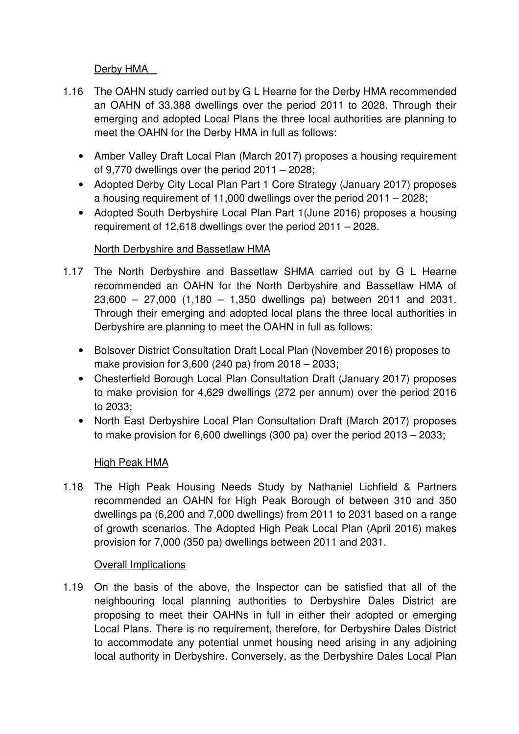Derby HMA

1.16 The OAHN study carried out by G L Hearne for the Derby HMA recommended an OAHN of 33,388 dwellings over the period 2011 to 2028. Through their emerging and adopted Local Plans the three local authorities are planning to meet the OAHN for the Derby HMA in full as follows:

- Amber Valley Draft Local Plan (March 2017) proposes a housing requirement of 9,770 dwellings over the period 2011 – 2028;
- Adopted Derby City Local Plan Part 1 Core Strategy (January 2017) proposes a housing requirement of 11,000 dwellings over the period 2011 – 2028;
- Adopted South Derbyshire Local Plan Part 1(June 2016) proposes a housing requirement of 12,618 dwellings over the period 2011 – 2028.

North Derbyshire and Bassetlaw HMA

1.17 The North Derbyshire and Bassetlaw SHMA carried out by G L Hearne recommended an OAHN for the North Derbyshire and Bassetlaw HMA of 23,600 – 27,000 (1,180 – 1,350 dwellings pa) between 2011 and 2031. Through their emerging and adopted local plans the three local authorities in Derbyshire are planning to meet the OAHN in full as follows:

- Bolsover District Consultation Draft Local Plan (November 2016) proposes to make provision for 3,600 (240 pa) from 2018 – 2033;
- Chesterfield Borough Local Plan Consultation Draft (January 2017) proposes to make provision for 4,629 dwellings (272 per annum) over the period 2016 to 2033;
- North East Derbyshire Local Plan Consultation Draft (March 2017) proposes to make provision for 6,600 dwellings (300 pa) over the period 2013 – 2033;

High Peak HMA

1.18 The High Peak Housing Needs Study by Nathaniel Lichfield & Partners recommended an OAHN for High Peak Borough of between 310 and 350 dwellings pa (6,200 and 7,000 dwellings) from 2011 to 2031 based on a range of growth scenarios. The Adopted High Peak Local Plan (April 2016) makes provision for 7,000 (350 pa) dwellings between 2011 and 2031.

Overall Implications

1.19 On the basis of the above, the Inspector can be satisfied that all of the neighbouring local planning authorities to Derbyshire Dales District are proposing to meet their OAHNs in full in either their adopted or emerging Local Plans. There is no requirement, therefore, for Derbyshire Dales District to accommodate any potential unmet housing need arising in any adjoining local authority in Derbyshire. Conversely, as the Derbyshire Dales Local Plan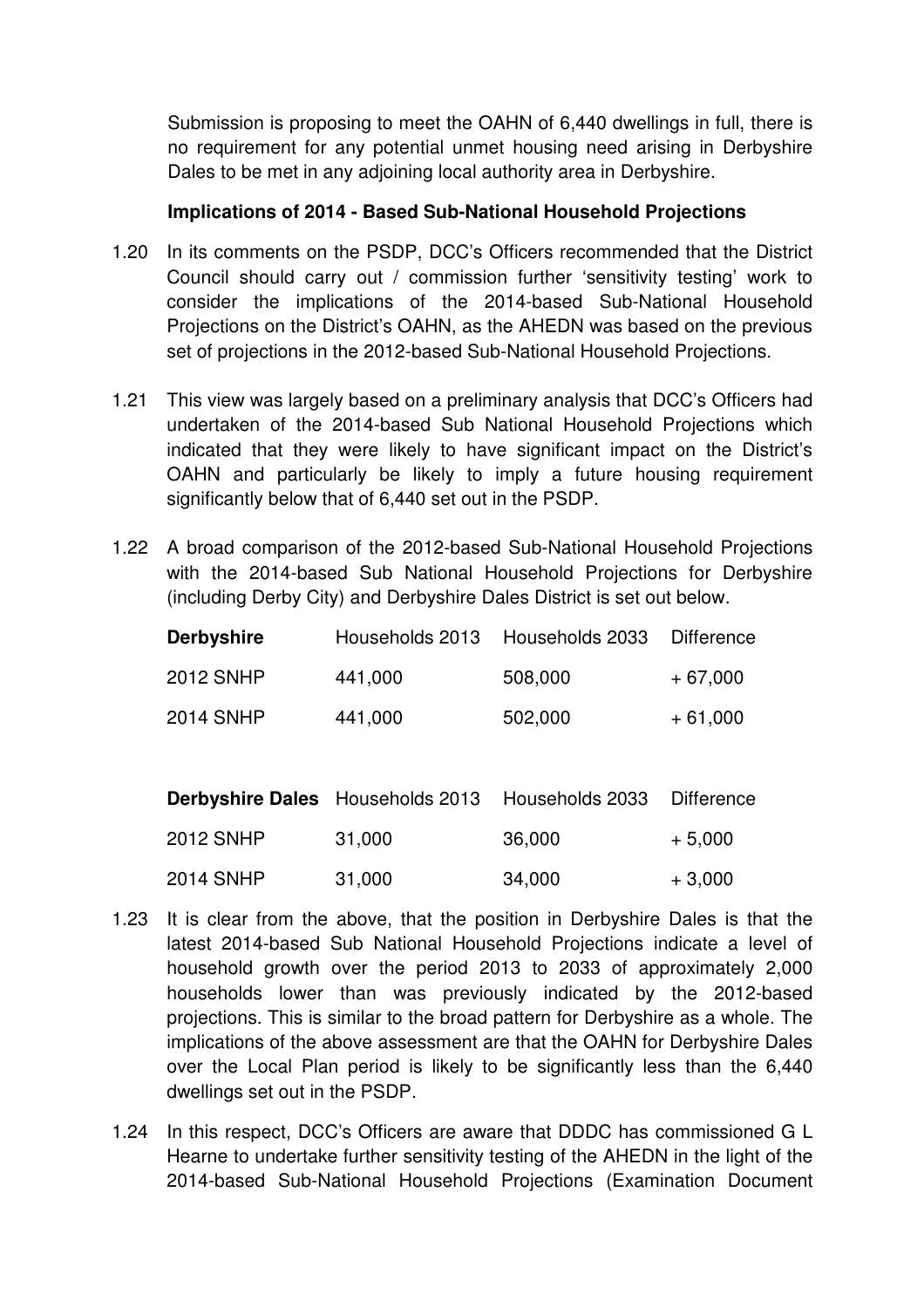Submission is proposing to meet the OAHN of 6,440 dwellings in full, there is no requirement for any potential unmet housing need arising in Derbyshire Dales to be met in any adjoining local authority area in Derbyshire.

**Implications of 2014 - Based Sub-National Household Projections**

1.20 In its comments on the PSDP, DCC's Officers recommended that the District Council should carry out / commission further 'sensitivity testing' work to consider the implications of the 2014-based Sub-National Household Projections on the District's OAHN, as the AHEDN was based on the previous set of projections in the 2012-based Sub-National Household Projections.

1.21 This view was largely based on a preliminary analysis that DCC's Officers had undertaken of the 2014-based Sub National Household Projections which indicated that they were likely to have significant impact on the District's OAHN and particularly be likely to imply a future housing requirement significantly below that of 6,440 set out in the PSDP.

1.22 A broad comparison of the 2012-based Sub-National Household Projections with the 2014-based Sub National Household Projections for Derbyshire (including Derby City) and Derbyshire Dales District is set out below.

| **Derbyshire** | Households 2013 | Households 2033 | Difference |
|---|---|---|---|
| 2012 SNHP | 441,000 | 508,000 | + 67,000 |
| 2014 SNHP | 441,000 | 502,000 | + 61,000 |

| **Derbyshire Dales** | Households 2013 | Households 2033 | Difference |
|---|---|---|---|
| 2012 SNHP | 31,000 | 36,000 | + 5,000 |
| 2014 SNHP | 31,000 | 34,000 | + 3,000 |

1.23 It is clear from the above, that the position in Derbyshire Dales is that the latest 2014-based Sub National Household Projections indicate a level of household growth over the period 2013 to 2033 of approximately 2,000 households lower than was previously indicated by the 2012-based projections. This is similar to the broad pattern for Derbyshire as a whole. The implications of the above assessment are that the OAHN for Derbyshire Dales over the Local Plan period is likely to be significantly less than the 6,440 dwellings set out in the PSDP.

1.24 In this respect, DCC's Officers are aware that DDDC has commissioned G L Hearne to undertake further sensitivity testing of the AHEDN in the light of the 2014-based Sub-National Household Projections (Examination Document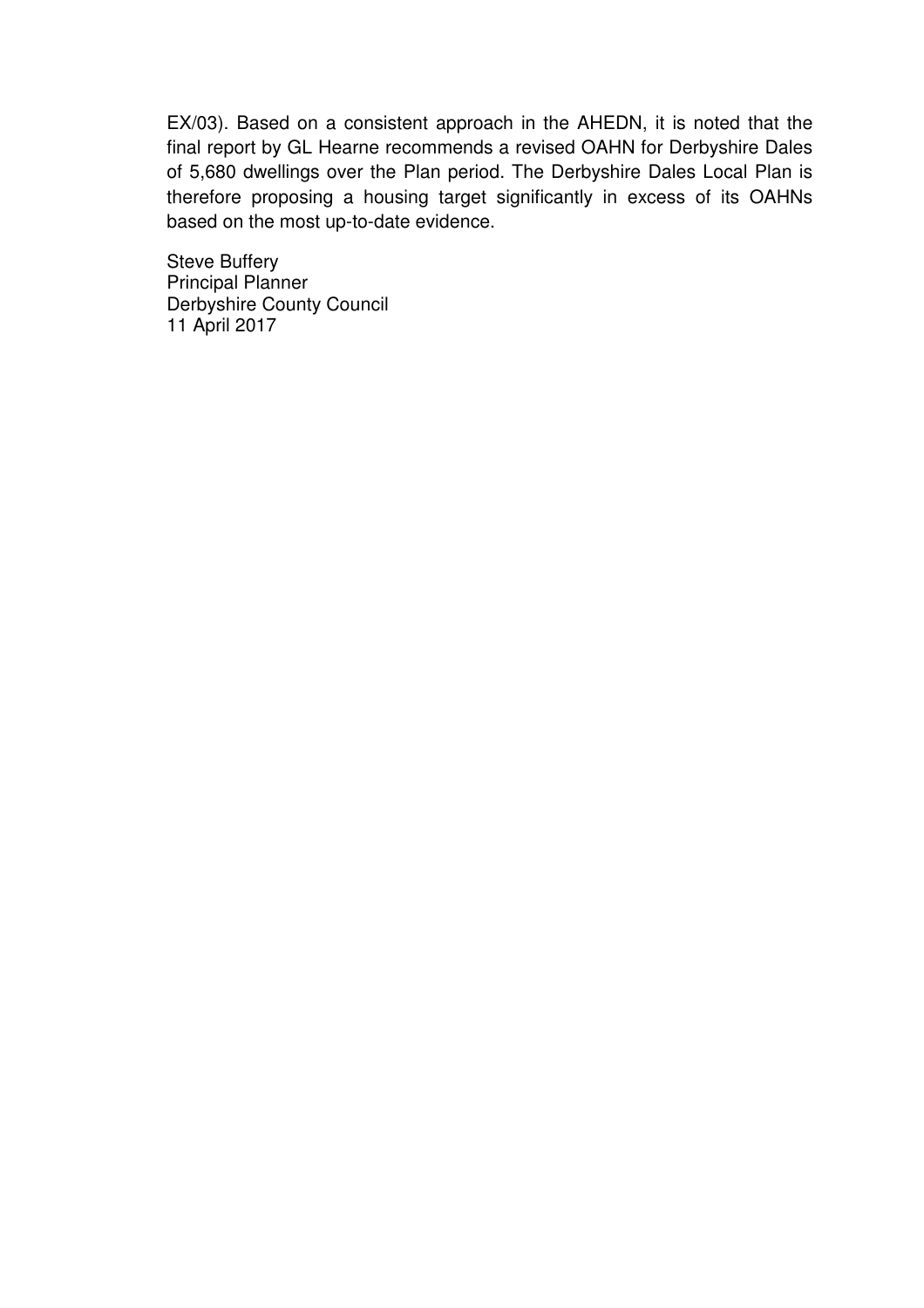EX/03). Based on a consistent approach in the AHEDN, it is noted that the final report by GL Hearne recommends a revised OAHN for Derbyshire Dales of 5,680 dwellings over the Plan period. The Derbyshire Dales Local Plan is therefore proposing a housing target significantly in excess of its OAHNs based on the most up-to-date evidence.

Steve Buffery
Principal Planner
Derbyshire County Council
11 April 2017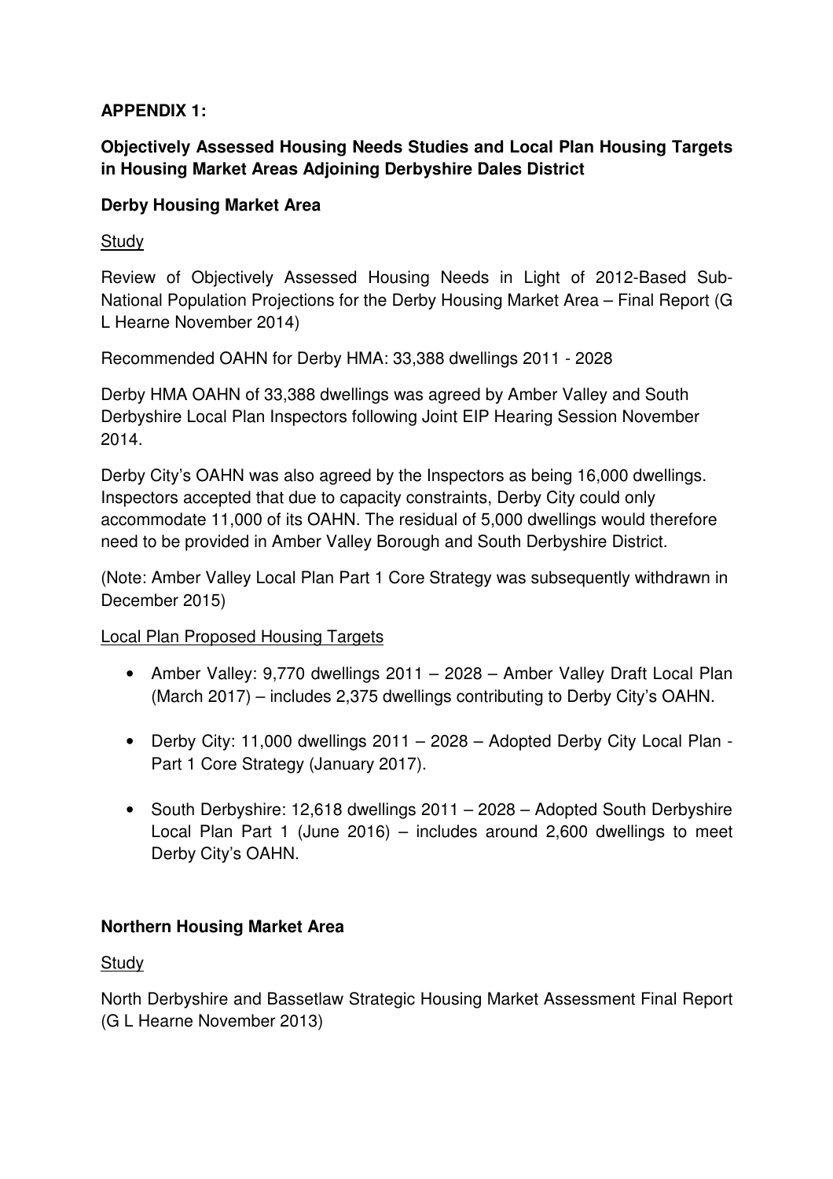**APPENDIX 1:**

**Objectively Assessed Housing Needs Studies and Local Plan Housing Targets in Housing Market Areas Adjoining Derbyshire Dales District**

**Derby Housing Market Area**

Study

Review of Objectively Assessed Housing Needs in Light of 2012-Based Sub-National Population Projections for the Derby Housing Market Area – Final Report (G L Hearne November 2014)

Recommended OAHN for Derby HMA: 33,388 dwellings 2011 - 2028

Derby HMA OAHN of 33,388 dwellings was agreed by Amber Valley and South Derbyshire Local Plan Inspectors following Joint EIP Hearing Session November 2014.

Derby City's OAHN was also agreed by the Inspectors as being 16,000 dwellings. Inspectors accepted that due to capacity constraints, Derby City could only accommodate 11,000 of its OAHN. The residual of 5,000 dwellings would therefore need to be provided in Amber Valley Borough and South Derbyshire District.

(Note: Amber Valley Local Plan Part 1 Core Strategy was subsequently withdrawn in December 2015)

Local Plan Proposed Housing Targets

- Amber Valley: 9,770 dwellings 2011 – 2028 – Amber Valley Draft Local Plan (March 2017) – includes 2,375 dwellings contributing to Derby City's OAHN.
- Derby City: 11,000 dwellings 2011 – 2028 – Adopted Derby City Local Plan - Part 1 Core Strategy (January 2017).
- South Derbyshire: 12,618 dwellings 2011 – 2028 – Adopted South Derbyshire Local Plan Part 1 (June 2016) – includes around 2,600 dwellings to meet Derby City's OAHN.

**Northern Housing Market Area**

Study

North Derbyshire and Bassetlaw Strategic Housing Market Assessment Final Report (G L Hearne November 2013)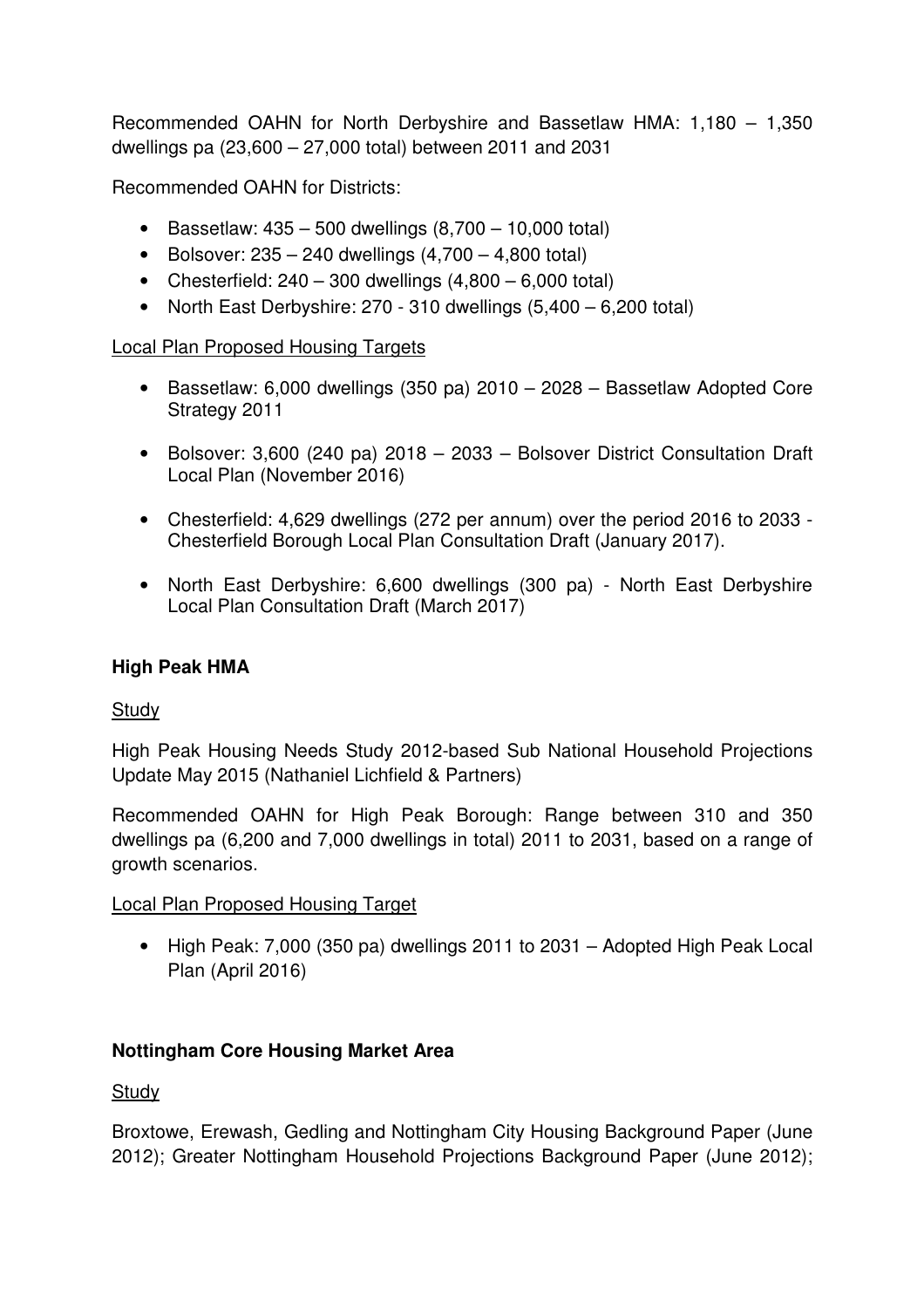Recommended OAHN for North Derbyshire and Bassetlaw HMA: 1,180 – 1,350 dwellings pa (23,600 – 27,000 total) between 2011 and 2031

Recommended OAHN for Districts:

- Bassetlaw: 435 – 500 dwellings (8,700 – 10,000 total)
- Bolsover: 235 – 240 dwellings (4,700 – 4,800 total)
- Chesterfield: 240 – 300 dwellings (4,800 – 6,000 total)
- North East Derbyshire: 270 - 310 dwellings (5,400 – 6,200 total)

<u>Local Plan Proposed Housing Targets</u>

- Bassetlaw: 6,000 dwellings (350 pa) 2010 – 2028 – Bassetlaw Adopted Core Strategy 2011
- Bolsover: 3,600 (240 pa) 2018 – 2033 – Bolsover District Consultation Draft Local Plan (November 2016)
- Chesterfield: 4,629 dwellings (272 per annum) over the period 2016 to 2033 - Chesterfield Borough Local Plan Consultation Draft (January 2017).
- North East Derbyshire: 6,600 dwellings (300 pa) - North East Derbyshire Local Plan Consultation Draft (March 2017)

**High Peak HMA**

<u>Study</u>

High Peak Housing Needs Study 2012-based Sub National Household Projections Update May 2015 (Nathaniel Lichfield & Partners)

Recommended OAHN for High Peak Borough: Range between 310 and 350 dwellings pa (6,200 and 7,000 dwellings in total) 2011 to 2031, based on a range of growth scenarios.

<u>Local Plan Proposed Housing Target</u>

- High Peak: 7,000 (350 pa) dwellings 2011 to 2031 – Adopted High Peak Local Plan (April 2016)

**Nottingham Core Housing Market Area**

<u>Study</u>

Broxtowe, Erewash, Gedling and Nottingham City Housing Background Paper (June 2012); Greater Nottingham Household Projections Background Paper (June 2012);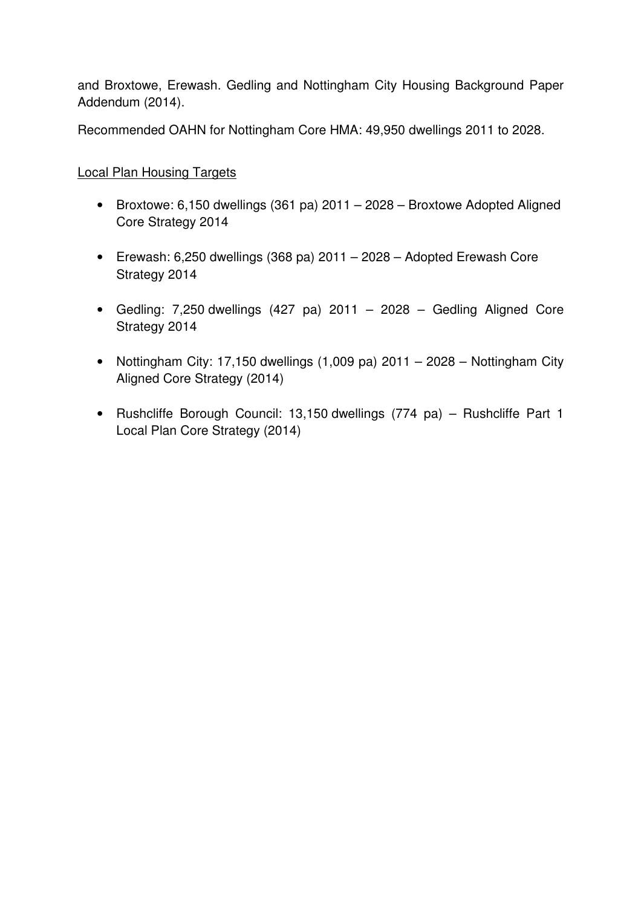and Broxtowe, Erewash. Gedling and Nottingham City Housing Background Paper Addendum (2014).

Recommended OAHN for Nottingham Core HMA: 49,950 dwellings 2011 to 2028.

<u>Local Plan Housing Targets</u>

- Broxtowe: 6,150 dwellings (361 pa) 2011 – 2028 – Broxtowe Adopted Aligned Core Strategy 2014
- Erewash: 6,250 dwellings (368 pa) 2011 – 2028 – Adopted Erewash Core Strategy 2014
- Gedling: 7,250 dwellings (427 pa) 2011 – 2028 – Gedling Aligned Core Strategy 2014
- Nottingham City: 17,150 dwellings (1,009 pa) 2011 – 2028 – Nottingham City Aligned Core Strategy (2014)
- Rushcliffe Borough Council: 13,150 dwellings (774 pa) – Rushcliffe Part 1 Local Plan Core Strategy (2014)